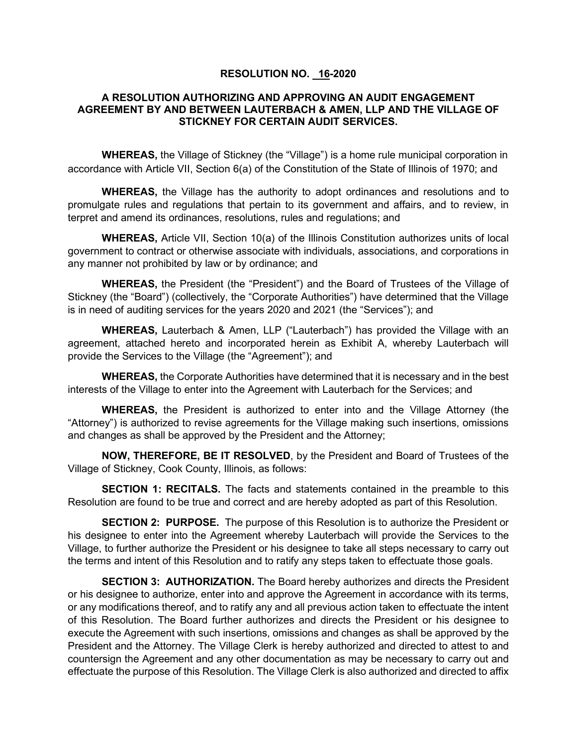# RESOLUTION NO. 16-2020

## A RESOLUTION AUTHORIZING AND APPROVING AN AUDIT ENGAGEMENT AGREEMENT BY AND BETWEEN LAUTERBACH & AMEN, LLP AND THE VILLAGE OF STICKNEY FOR CERTAIN AUDIT SERVICES.

**WHEREAS,** the Village of Stickney (the "Village") is a home rule municipal corporation in accordance with Article VII, Section 6(a) of the Constitution of the State of Illinois of 1970; and

**WHEREAS,** the Village has the authority to adopt ordinances and resolutions and to promulgate rules and regulations that pertain to its government and affairs, and to review, in terpret and amend its ordinances, resolutions, rules and regulations; and

**WHEREAS,** Article VII, Section 10(a) of the Illinois Constitution authorizes units of local government to contract or otherwise associate with individuals, associations, and corporations in any manner not prohibited by law or by ordinance; and

**WHEREAS,** the President (the "President") and the Board of Trustees of the Village of Stickney (the "Board") (collectively, the "Corporate Authorities") have determined that the Village is in need of auditing services for the years 2020 and 2021 (the "Services"); and

**WHEREAS,** Lauterbach & Amen, LLP ("Lauterbach") has provided the Village with an agreement, attached hereto and incorporated herein as Exhibit A, whereby Lauterbach will provide the Services to the Village (the "Agreement"); and

**WHEREAS,** the Corporate Authorities have determined that it is necessary and in the best interests of the Village to enter into the Agreement with Lauterbach for the Services; and

**WHEREAS,** the President is authorized to enter into and the Village Attorney (the "Attorney") is authorized to revise agreements for the Village making such insertions, omissions and changes as shall be approved by the President and the Attorney;

**NOW, THEREFORE, BE IT RESOLVED**, by the President and Board of Trustees of the Village of Stickney, Cook County, Illinois, as follows:

**SECTION 1: RECITALS.** The facts and statements contained in the preamble to this Resolution are found to be true and correct and are hereby adopted as part of this Resolution.

**SECTION 2: PURPOSE.** The purpose of this Resolution is to authorize the President or his designee to enter into the Agreement whereby Lauterbach will provide the Services to the Village, to further authorize the President or his designee to take all steps necessary to carry out the terms and intent of this Resolution and to ratify any steps taken to effectuate those goals.

**SECTION 3: AUTHORIZATION.** The Board hereby authorizes and directs the President or his designee to authorize, enter into and approve the Agreement in accordance with its terms, or any modifications thereof, and to ratify any and all previous action taken to effectuate the intent of this Resolution. The Board further authorizes and directs the President or his designee to execute the Agreement with such insertions, omissions and changes as shall be approved by the President and the Attorney. The Village Clerk is hereby authorized and directed to attest to and countersign the Agreement and any other documentation as may be necessary to carry out and effectuate the purpose of this Resolution. The Village Clerk is also authorized and directed to affix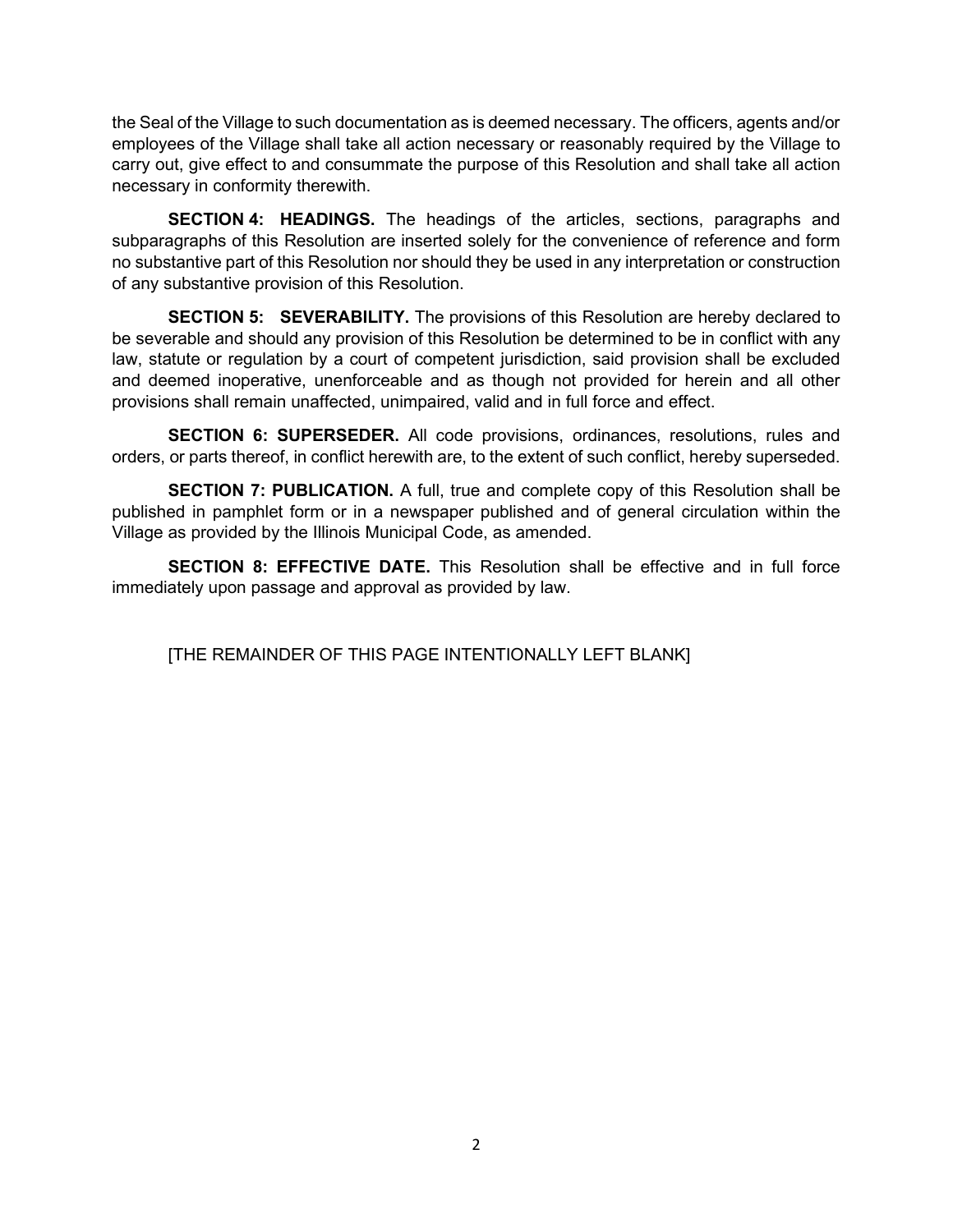the Seal of the Village to such documentation as is deemed necessary. The officers, agents and/or employees of the Village shall take all action necessary or reasonably required by the Village to carry out, give effect to and consummate the purpose of this Resolution and shall take all action necessary in conformity therewith.

**SECTION 4: HEADINGS.** The headings of the articles, sections, paragraphs and subparagraphs of this Resolution are inserted solely for the convenience of reference and form no substantive part of this Resolution nor should they be used in any interpretation or construction of any substantive provision of this Resolution.

**SECTION 5: SEVERABILITY.** The provisions of this Resolution are hereby declared to be severable and should any provision of this Resolution be determined to be in conflict with any law, statute or regulation by a court of competent jurisdiction, said provision shall be excluded and deemed inoperative, unenforceable and as though not provided for herein and all other provisions shall remain unaffected, unimpaired, valid and in full force and effect.

**SECTION 6: SUPERSEDER.** All code provisions, ordinances, resolutions, rules and orders, or parts thereof, in conflict herewith are, to the extent of such conflict, hereby superseded.

**SECTION 7: PUBLICATION.** A full, true and complete copy of this Resolution shall be published in pamphlet form or in a newspaper published and of general circulation within the Village as provided by the Illinois Municipal Code, as amended.

**SECTION 8: EFFECTIVE DATE.** This Resolution shall be effective and in full force immediately upon passage and approval as provided by law.

[THE REMAINDER OF THIS PAGE INTENTIONALLY LEFT BLANK]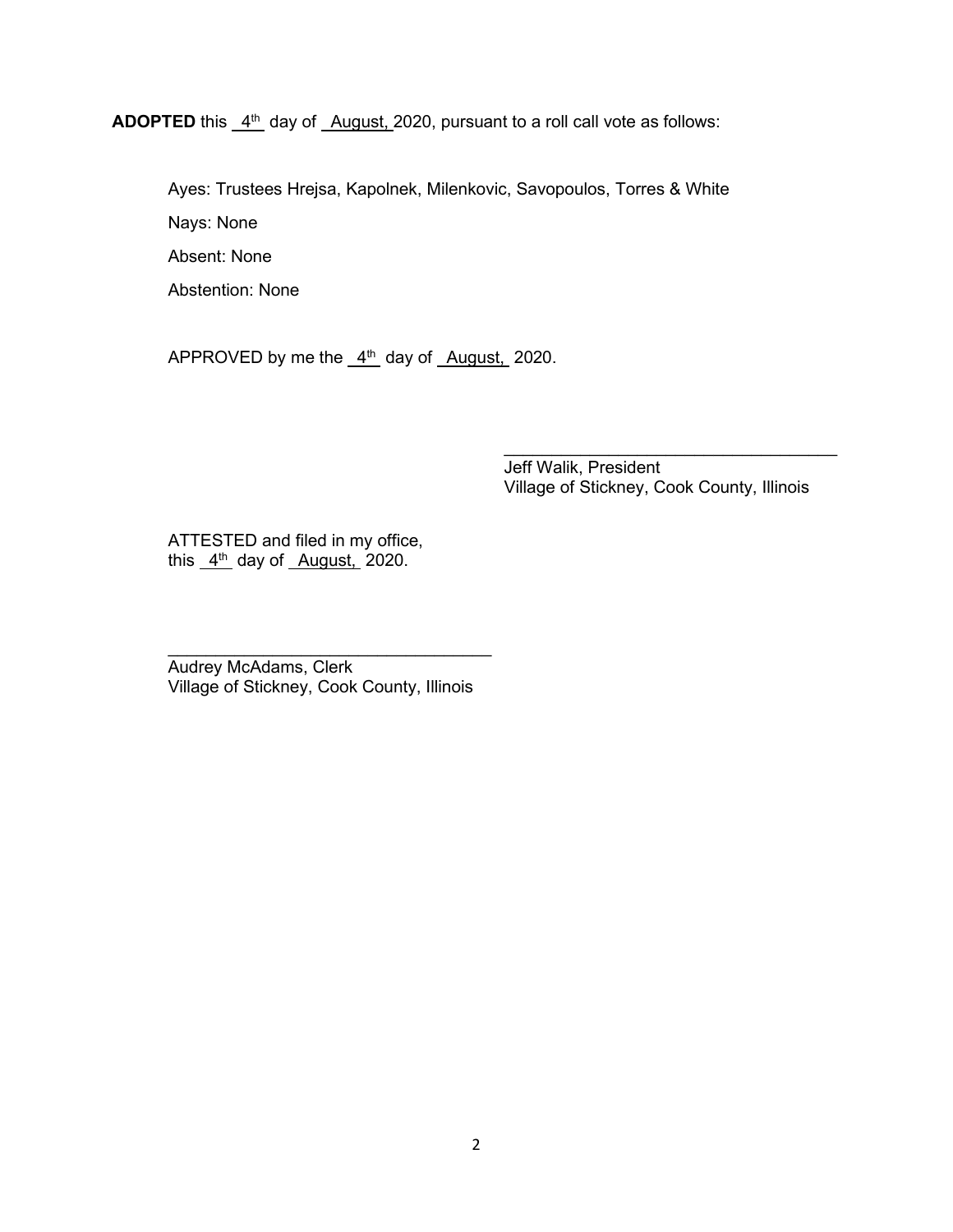**ADOPTED** this 4th day of August, 2020, pursuant to a roll call vote as follows:

Ayes: Trustees Hrejsa, Kapolnek, Milenkovic, Savopoulos, Torres & White

Nays: None

Absent: None

Abstention: None

APPROVED by me the 4th day of August, 2020.

\_\_\_\_\_\_\_\_\_\_\_\_\_\_\_\_\_\_\_\_\_\_\_\_\_\_\_\_\_\_\_\_\_\_\_\_
Jeff Walik, President
Village of Stickney, Cook County, Illinois

ATTESTED and filed in my office,
this 4th day of August, 2020.

\_\_\_\_\_\_\_\_\_\_\_\_\_\_\_\_\_\_\_\_\_\_\_\_\_\_\_\_\_\_\_\_\_\_\_\_
Audrey McAdams, Clerk
Village of Stickney, Cook County, Illinois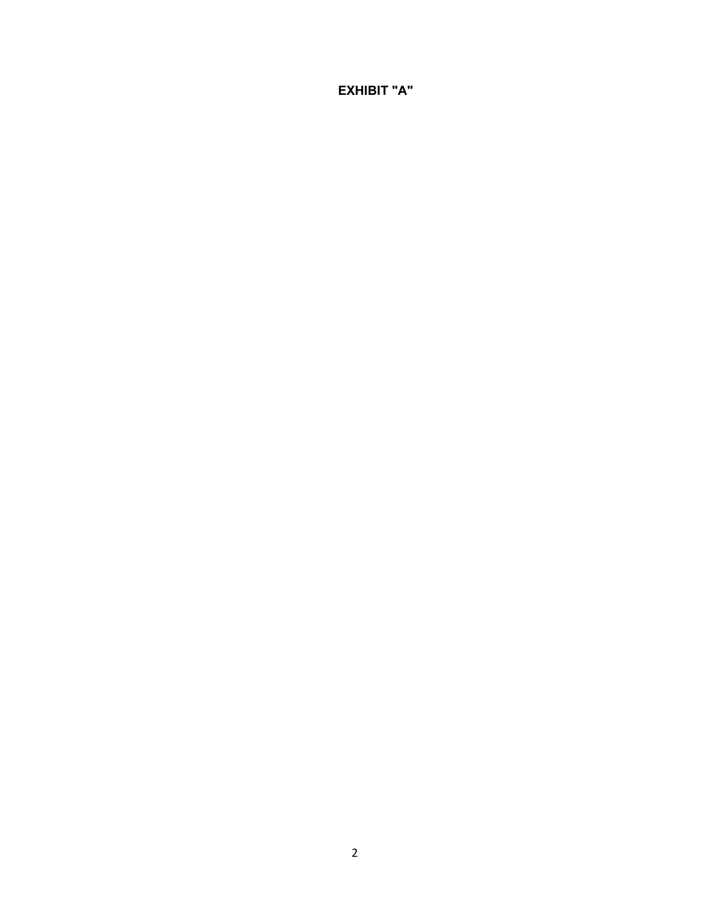**EXHIBIT "A"**